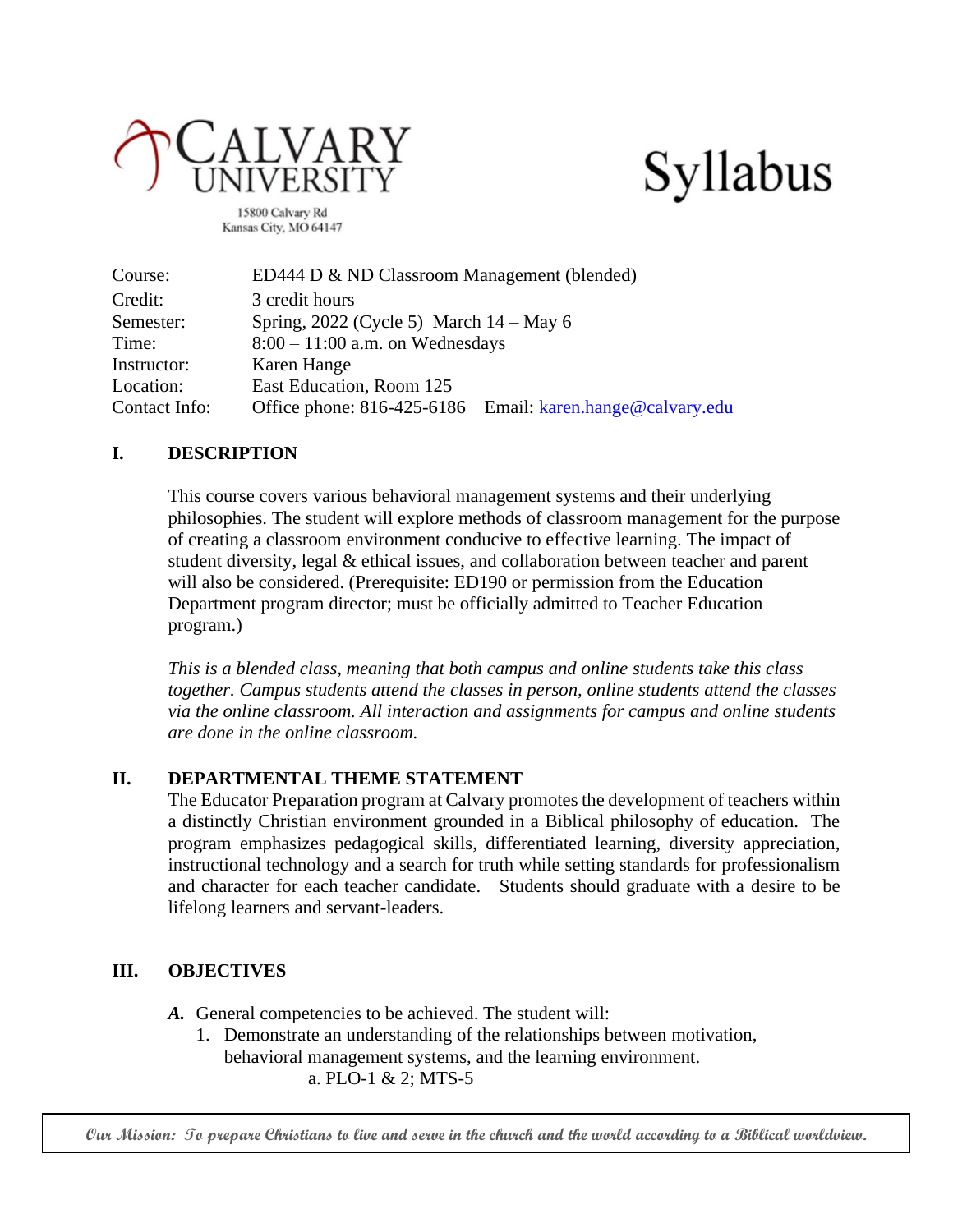CALVARY UNIVERSITY
15800 Calvary Rd
Kansas City, MO 64147

# Syllabus

| | |
|---|---|
| Course: | ED444 D & ND Classroom Management (blended) |
| Credit: | 3 credit hours |
| Semester: | Spring, 2022 (Cycle 5) March 14 – May 6 |
| Time: | 8:00 – 11:00 a.m. on Wednesdays |
| Instructor: | Karen Hange |
| Location: | East Education, Room 125 |
| Contact Info: | Office phone: 816-425-6186 Email: karen.hange@calvary.edu |

## I. DESCRIPTION

This course covers various behavioral management systems and their underlying philosophies. The student will explore methods of classroom management for the purpose of creating a classroom environment conducive to effective learning. The impact of student diversity, legal & ethical issues, and collaboration between teacher and parent will also be considered. (Prerequisite: ED190 or permission from the Education Department program director; must be officially admitted to Teacher Education program.)

*This is a blended class, meaning that both campus and online students take this class together. Campus students attend the classes in person, online students attend the classes via the online classroom. All interaction and assignments for campus and online students are done in the online classroom.*

## II. DEPARTMENTAL THEME STATEMENT

The Educator Preparation program at Calvary promotes the development of teachers within a distinctly Christian environment grounded in a Biblical philosophy of education. The program emphasizes pedagogical skills, differentiated learning, diversity appreciation, instructional technology and a search for truth while setting standards for professionalism and character for each teacher candidate. Students should graduate with a desire to be lifelong learners and servant-leaders.

## III. OBJECTIVES

***A.*** General competencies to be achieved. The student will:

1. Demonstrate an understanding of the relationships between motivation, behavioral management systems, and the learning environment.
   a. PLO-1 & 2; MTS-5

*Our Mission: To prepare Christians to live and serve in the church and the world according to a Biblical worldview.*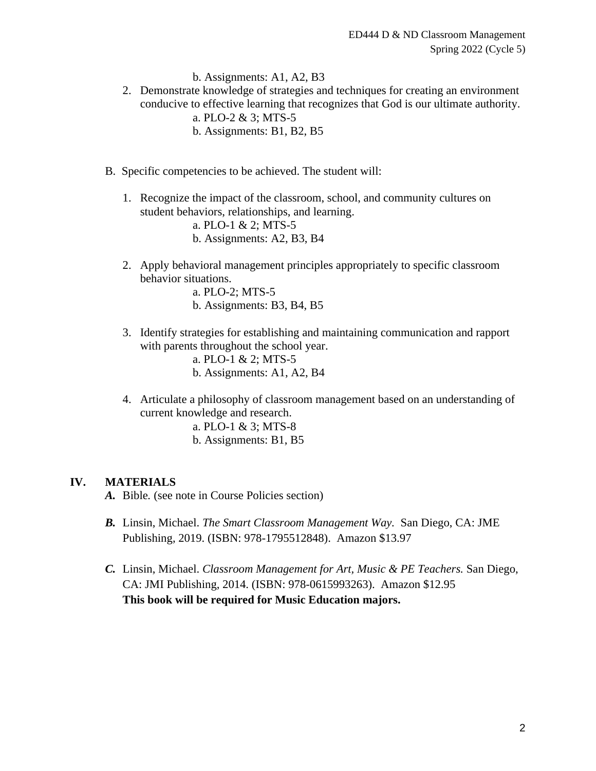b. Assignments: A1, A2, B3

2. Demonstrate knowledge of strategies and techniques for creating an environment conducive to effective learning that recognizes that God is our ultimate authority.
   a. PLO-2 & 3; MTS-5
   b. Assignments: B1, B2, B5

B. Specific competencies to be achieved. The student will:

1. Recognize the impact of the classroom, school, and community cultures on student behaviors, relationships, and learning.
   a. PLO-1 & 2; MTS-5
   b. Assignments: A2, B3, B4

2. Apply behavioral management principles appropriately to specific classroom behavior situations.
   a. PLO-2; MTS-5
   b. Assignments: B3, B4, B5

3. Identify strategies for establishing and maintaining communication and rapport with parents throughout the school year.
   a. PLO-1 & 2; MTS-5
   b. Assignments: A1, A2, B4

4. Articulate a philosophy of classroom management based on an understanding of current knowledge and research.
   a. PLO-1 & 3; MTS-8
   b. Assignments: B1, B5

## IV. MATERIALS

***A.*** Bible. (see note in Course Policies section)

***B.*** Linsin, Michael. *The Smart Classroom Management Way*. San Diego, CA: JME Publishing, 2019. (ISBN: 978-1795512848). Amazon $13.97

***C.*** Linsin, Michael. *Classroom Management for Art, Music & PE Teachers.* San Diego, CA: JMI Publishing, 2014. (ISBN: 978-0615993263). Amazon $12.95
**This book will be required for Music Education majors.**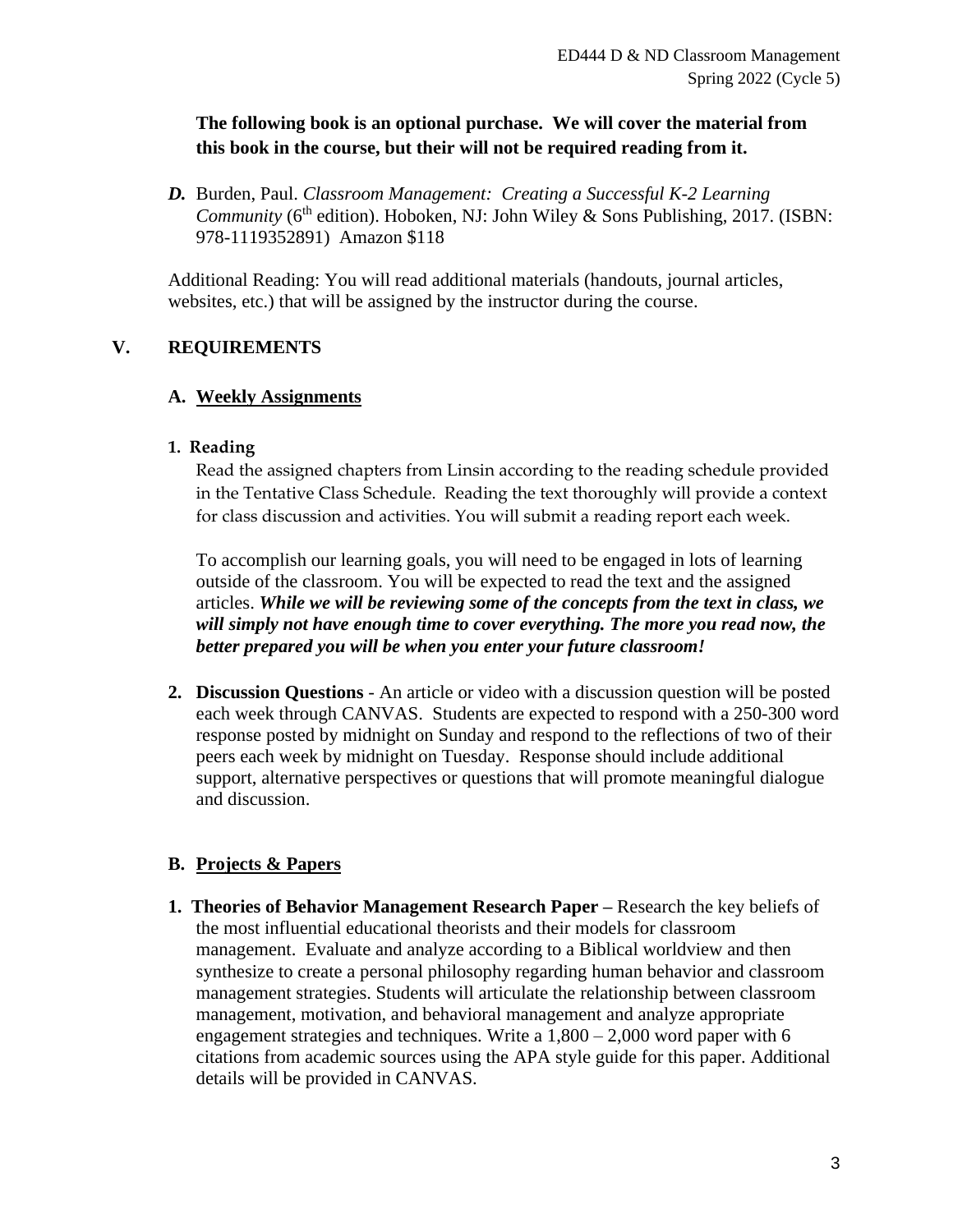**The following book is an optional purchase. We will cover the material from this book in the course, but their will not be required reading from it.**

***D.*** Burden, Paul. *Classroom Management: Creating a Successful K-2 Learning Community* (6th edition). Hoboken, NJ: John Wiley & Sons Publishing, 2017. (ISBN: 978-1119352891) Amazon $118

Additional Reading: You will read additional materials (handouts, journal articles, websites, etc.) that will be assigned by the instructor during the course.

## V. REQUIREMENTS

### A. Weekly Assignments

**1. Reading**

Read the assigned chapters from Linsin according to the reading schedule provided in the Tentative Class Schedule. Reading the text thoroughly will provide a context for class discussion and activities. You will submit a reading report each week.

To accomplish our learning goals, you will need to be engaged in lots of learning outside of the classroom. You will be expected to read the text and the assigned articles. ***While we will be reviewing some of the concepts from the text in class, we will simply not have enough time to cover everything. The more you read now, the better prepared you will be when you enter your future classroom!***

**2. Discussion Questions** - An article or video with a discussion question will be posted each week through CANVAS. Students are expected to respond with a 250-300 word response posted by midnight on Sunday and respond to the reflections of two of their peers each week by midnight on Tuesday. Response should include additional support, alternative perspectives or questions that will promote meaningful dialogue and discussion.

### B. Projects & Papers

**1. Theories of Behavior Management Research Paper –** Research the key beliefs of the most influential educational theorists and their models for classroom management. Evaluate and analyze according to a Biblical worldview and then synthesize to create a personal philosophy regarding human behavior and classroom management strategies. Students will articulate the relationship between classroom management, motivation, and behavioral management and analyze appropriate engagement strategies and techniques. Write a 1,800 – 2,000 word paper with 6 citations from academic sources using the APA style guide for this paper. Additional details will be provided in CANVAS.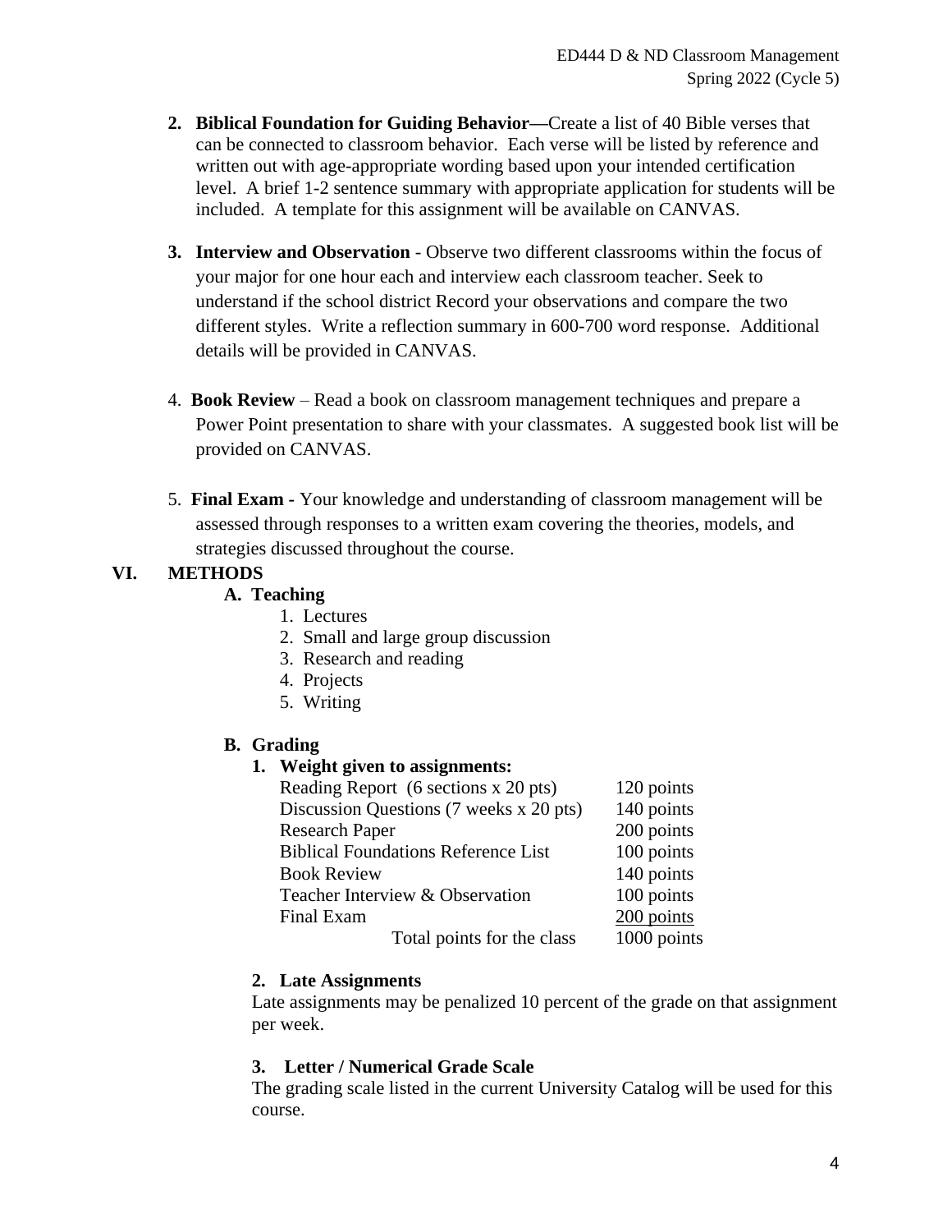2. **Biblical Foundation for Guiding Behavior—**Create a list of 40 Bible verses that can be connected to classroom behavior. Each verse will be listed by reference and written out with age-appropriate wording based upon your intended certification level. A brief 1-2 sentence summary with appropriate application for students will be included. A template for this assignment will be available on CANVAS.

3. **Interview and Observation** - Observe two different classrooms within the focus of your major for one hour each and interview each classroom teacher. Seek to understand if the school district Record your observations and compare the two different styles. Write a reflection summary in 600-700 word response. Additional details will be provided in CANVAS.

4. **Book Review** – Read a book on classroom management techniques and prepare a Power Point presentation to share with your classmates. A suggested book list will be provided on CANVAS.

5. **Final Exam -** Your knowledge and understanding of classroom management will be assessed through responses to a written exam covering the theories, models, and strategies discussed throughout the course.

## VI. METHODS

### A. Teaching

1. Lectures
2. Small and large group discussion
3. Research and reading
4. Projects
5. Writing

### B. Grading

**1. Weight given to assignments:**

| Assignment | Points |
|---|---|
| Reading Report (6 sections x 20 pts) | 120 points |
| Discussion Questions (7 weeks x 20 pts) | 140 points |
| Research Paper | 200 points |
| Biblical Foundations Reference List | 100 points |
| Book Review | 140 points |
| Teacher Interview & Observation | 100 points |
| Final Exam | 200 points |
| Total points for the class | 1000 points |

**2. Late Assignments**

Late assignments may be penalized 10 percent of the grade on that assignment per week.

**3. Letter / Numerical Grade Scale**

The grading scale listed in the current University Catalog will be used for this course.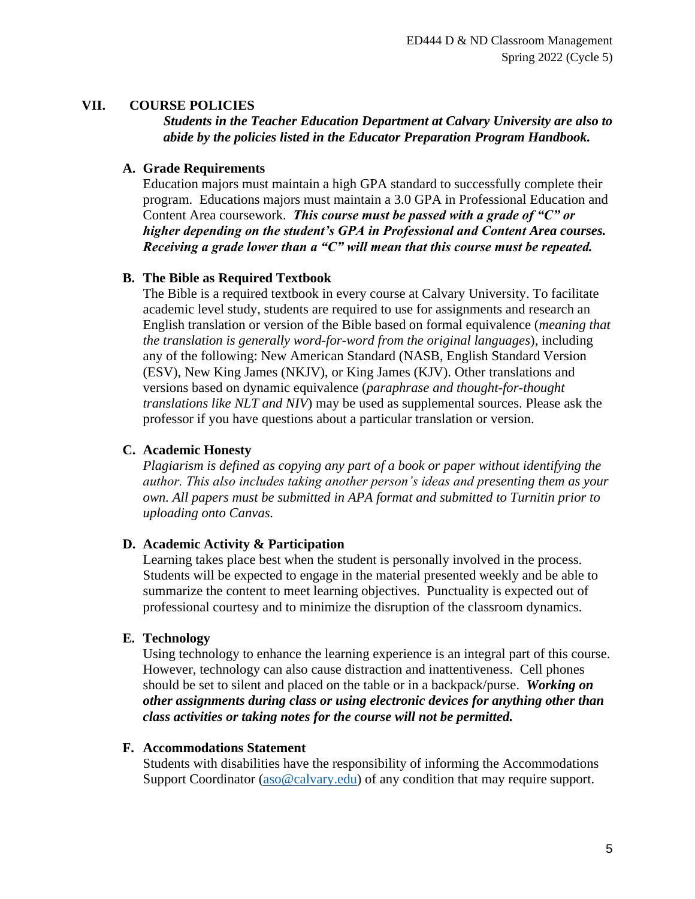## VII. COURSE POLICIES

***Students in the Teacher Education Department at Calvary University are also to abide by the policies listed in the Educator Preparation Program Handbook.***

### A. Grade Requirements

Education majors must maintain a high GPA standard to successfully complete their program. Educations majors must maintain a 3.0 GPA in Professional Education and Content Area coursework. ***This course must be passed with a grade of "C" or higher depending on the student's GPA in Professional and Content Area courses. Receiving a grade lower than a "C" will mean that this course must be repeated.***

### B. The Bible as Required Textbook

The Bible is a required textbook in every course at Calvary University. To facilitate academic level study, students are required to use for assignments and research an English translation or version of the Bible based on formal equivalence (*meaning that the translation is generally word-for-word from the original languages*), including any of the following: New American Standard (NASB, English Standard Version (ESV), New King James (NKJV), or King James (KJV). Other translations and versions based on dynamic equivalence (*paraphrase and thought-for-thought translations like NLT and NIV*) may be used as supplemental sources. Please ask the professor if you have questions about a particular translation or version.

### C. Academic Honesty

*Plagiarism is defined as copying any part of a book or paper without identifying the author. This also includes taking another person's ideas and presenting them as your own. All papers must be submitted in APA format and submitted to Turnitin prior to uploading onto Canvas.*

### D. Academic Activity & Participation

Learning takes place best when the student is personally involved in the process. Students will be expected to engage in the material presented weekly and be able to summarize the content to meet learning objectives. Punctuality is expected out of professional courtesy and to minimize the disruption of the classroom dynamics.

### E. Technology

Using technology to enhance the learning experience is an integral part of this course. However, technology can also cause distraction and inattentiveness. Cell phones should be set to silent and placed on the table or in a backpack/purse. ***Working on other assignments during class or using electronic devices for anything other than class activities or taking notes for the course will not be permitted.***

### F. Accommodations Statement

Students with disabilities have the responsibility of informing the Accommodations Support Coordinator ([aso@calvary.edu](mailto:aso@calvary.edu)) of any condition that may require support.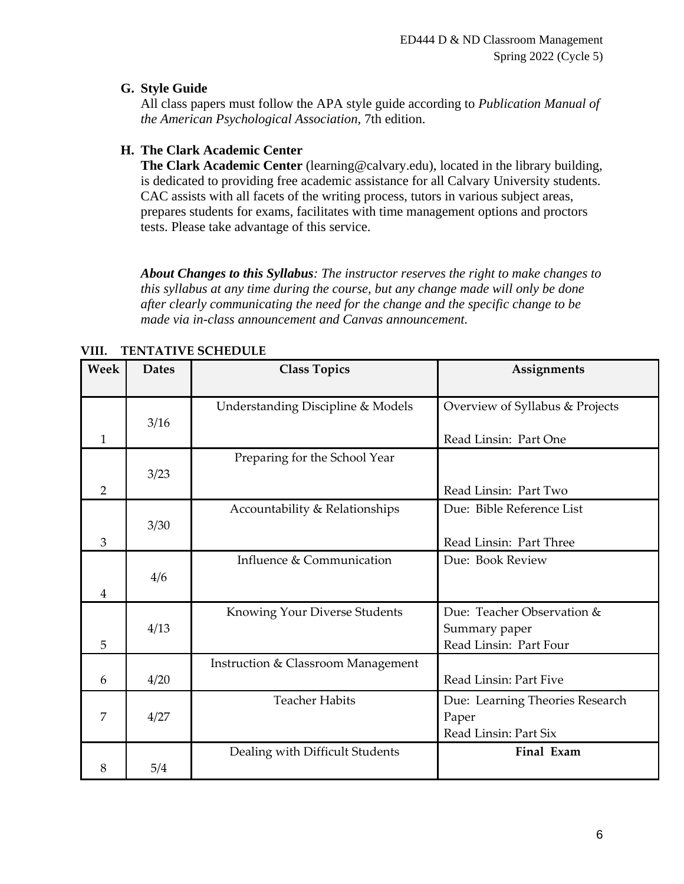### G. Style Guide

All class papers must follow the APA style guide according to *Publication Manual of the American Psychological Association*, 7th edition.

### H. The Clark Academic Center

**The Clark Academic Center** (learning@calvary.edu), located in the library building, is dedicated to providing free academic assistance for all Calvary University students. CAC assists with all facets of the writing process, tutors in various subject areas, prepares students for exams, facilitates with time management options and proctors tests. Please take advantage of this service.

***About Changes to this Syllabus**: The instructor reserves the right to make changes to this syllabus at any time during the course, but any change made will only be done after clearly communicating the need for the change and the specific change to be made via in-class announcement and Canvas announcement.*

## VIII. TENTATIVE SCHEDULE

| Week | Dates | Class Topics | Assignments |
|---|---|---|---|
| 1 | 3/16 | Understanding Discipline & Models | Overview of Syllabus & Projects<br>Read Linsin: Part One |
| 2 | 3/23 | Preparing for the School Year | Read Linsin: Part Two |
| 3 | 3/30 | Accountability & Relationships | Due: Bible Reference List<br>Read Linsin: Part Three |
| 4 | 4/6 | Influence & Communication | Due: Book Review |
| 5 | 4/13 | Knowing Your Diverse Students | Due: Teacher Observation & Summary paper<br>Read Linsin: Part Four |
| 6 | 4/20 | Instruction & Classroom Management | Read Linsin: Part Five |
| 7 | 4/27 | Teacher Habits | Due: Learning Theories Research Paper<br>Read Linsin: Part Six |
| 8 | 5/4 | Dealing with Difficult Students | **Final Exam** |